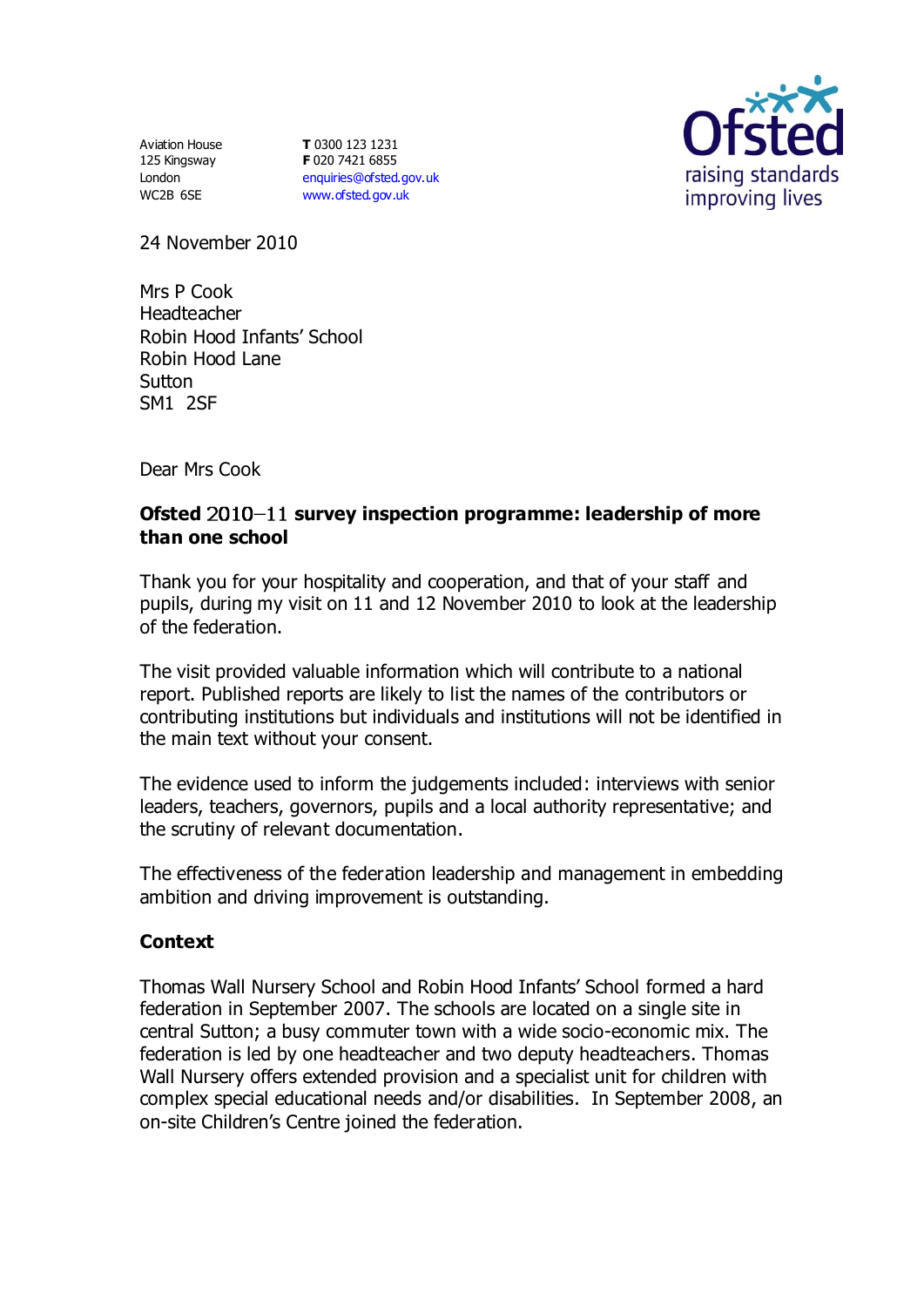Aviation House
125 Kingsway
London
WC2B 6SE

**T** 0300 123 1231
**F** 020 7421 6855
enquiries@ofsted.gov.uk
www.ofsted.gov.uk

24 November 2010

Mrs P Cook
Headteacher
Robin Hood Infants' School
Robin Hood Lane
Sutton
SM1 2SF

Dear Mrs Cook

**Ofsted 2010–11 survey inspection programme: leadership of more than one school**

Thank you for your hospitality and cooperation, and that of your staff and pupils, during my visit on 11 and 12 November 2010 to look at the leadership of the federation.

The visit provided valuable information which will contribute to a national report. Published reports are likely to list the names of the contributors or contributing institutions but individuals and institutions will not be identified in the main text without your consent.

The evidence used to inform the judgements included: interviews with senior leaders, teachers, governors, pupils and a local authority representative; and the scrutiny of relevant documentation.

The effectiveness of the federation leadership and management in embedding ambition and driving improvement is outstanding.

**Context**

Thomas Wall Nursery School and Robin Hood Infants' School formed a hard federation in September 2007. The schools are located on a single site in central Sutton; a busy commuter town with a wide socio-economic mix. The federation is led by one headteacher and two deputy headteachers. Thomas Wall Nursery offers extended provision and a specialist unit for children with complex special educational needs and/or disabilities. In September 2008, an on-site Children's Centre joined the federation.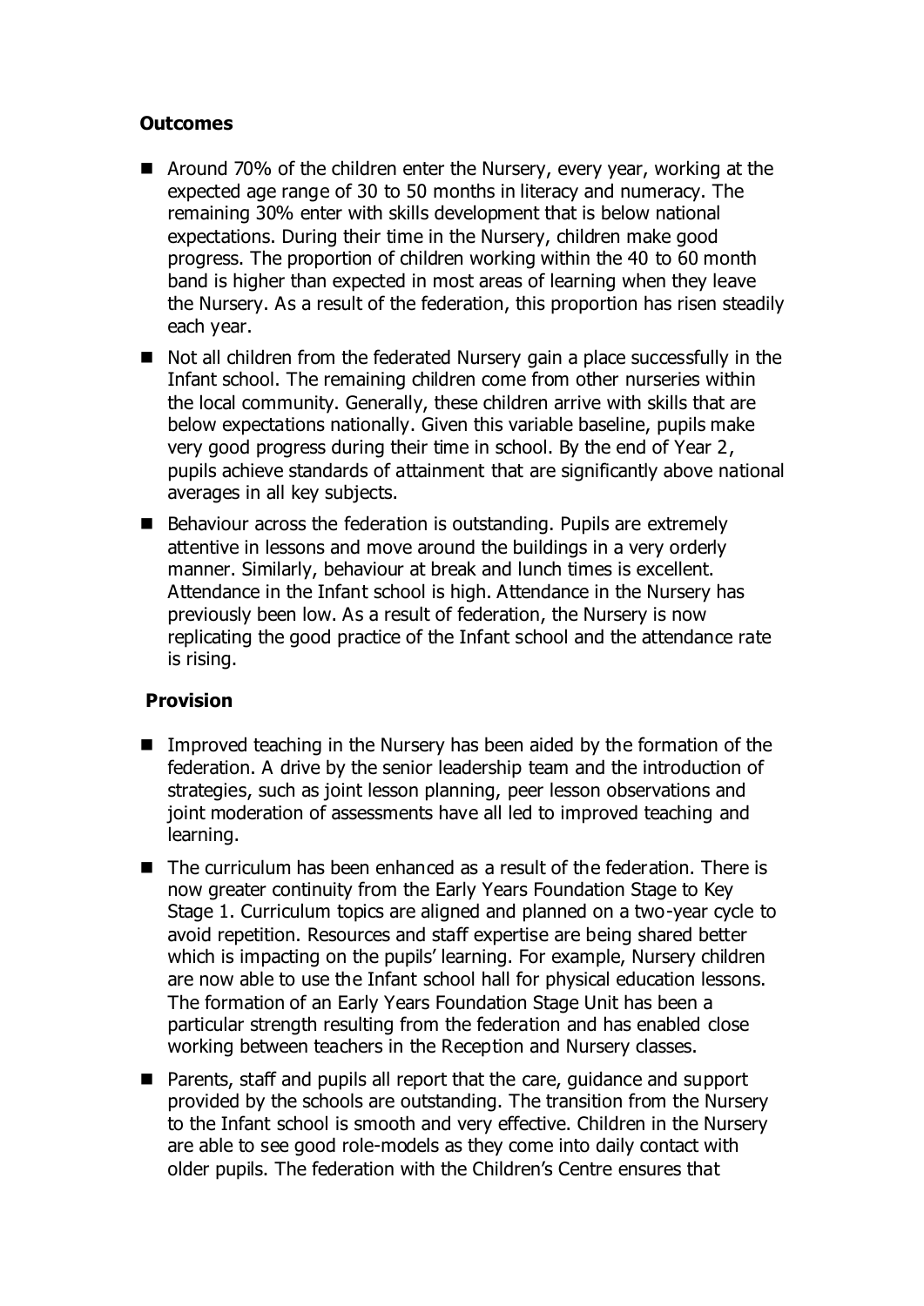**Outcomes**

- Around 70% of the children enter the Nursery, every year, working at the expected age range of 30 to 50 months in literacy and numeracy. The remaining 30% enter with skills development that is below national expectations. During their time in the Nursery, children make good progress. The proportion of children working within the 40 to 60 month band is higher than expected in most areas of learning when they leave the Nursery. As a result of the federation, this proportion has risen steadily each year.
- Not all children from the federated Nursery gain a place successfully in the Infant school. The remaining children come from other nurseries within the local community. Generally, these children arrive with skills that are below expectations nationally. Given this variable baseline, pupils make very good progress during their time in school. By the end of Year 2, pupils achieve standards of attainment that are significantly above national averages in all key subjects.
- Behaviour across the federation is outstanding. Pupils are extremely attentive in lessons and move around the buildings in a very orderly manner. Similarly, behaviour at break and lunch times is excellent. Attendance in the Infant school is high. Attendance in the Nursery has previously been low. As a result of federation, the Nursery is now replicating the good practice of the Infant school and the attendance rate is rising.

**Provision**

- Improved teaching in the Nursery has been aided by the formation of the federation. A drive by the senior leadership team and the introduction of strategies, such as joint lesson planning, peer lesson observations and joint moderation of assessments have all led to improved teaching and learning.
- The curriculum has been enhanced as a result of the federation. There is now greater continuity from the Early Years Foundation Stage to Key Stage 1. Curriculum topics are aligned and planned on a two-year cycle to avoid repetition. Resources and staff expertise are being shared better which is impacting on the pupils' learning. For example, Nursery children are now able to use the Infant school hall for physical education lessons. The formation of an Early Years Foundation Stage Unit has been a particular strength resulting from the federation and has enabled close working between teachers in the Reception and Nursery classes.
- Parents, staff and pupils all report that the care, guidance and support provided by the schools are outstanding. The transition from the Nursery to the Infant school is smooth and very effective. Children in the Nursery are able to see good role-models as they come into daily contact with older pupils. The federation with the Children's Centre ensures that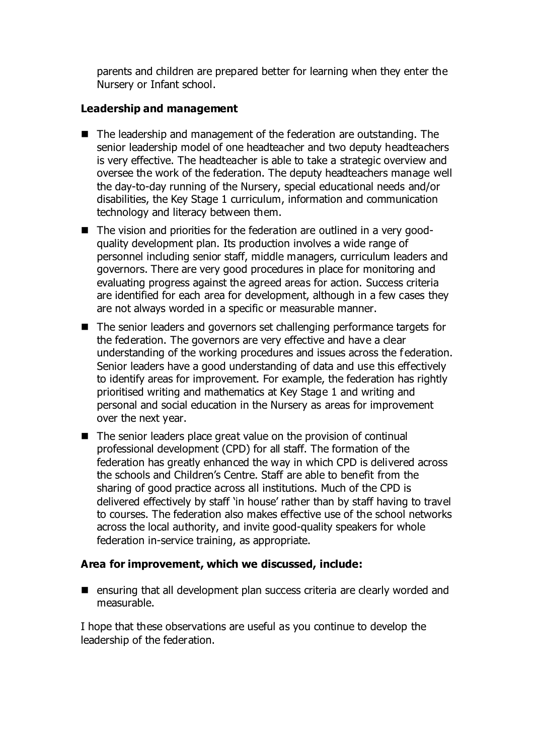parents and children are prepared better for learning when they enter the Nursery or Infant school.

**Leadership and management**

- The leadership and management of the federation are outstanding. The senior leadership model of one headteacher and two deputy headteachers is very effective. The headteacher is able to take a strategic overview and oversee the work of the federation. The deputy headteachers manage well the day-to-day running of the Nursery, special educational needs and/or disabilities, the Key Stage 1 curriculum, information and communication technology and literacy between them.
- The vision and priorities for the federation are outlined in a very good-quality development plan. Its production involves a wide range of personnel including senior staff, middle managers, curriculum leaders and governors. There are very good procedures in place for monitoring and evaluating progress against the agreed areas for action. Success criteria are identified for each area for development, although in a few cases they are not always worded in a specific or measurable manner.
- The senior leaders and governors set challenging performance targets for the federation. The governors are very effective and have a clear understanding of the working procedures and issues across the federation. Senior leaders have a good understanding of data and use this effectively to identify areas for improvement. For example, the federation has rightly prioritised writing and mathematics at Key Stage 1 and writing and personal and social education in the Nursery as areas for improvement over the next year.
- The senior leaders place great value on the provision of continual professional development (CPD) for all staff. The formation of the federation has greatly enhanced the way in which CPD is delivered across the schools and Children's Centre. Staff are able to benefit from the sharing of good practice across all institutions. Much of the CPD is delivered effectively by staff 'in house' rather than by staff having to travel to courses. The federation also makes effective use of the school networks across the local authority, and invite good-quality speakers for whole federation in-service training, as appropriate.

**Area for improvement, which we discussed, include:**

- ensuring that all development plan success criteria are clearly worded and measurable.

I hope that these observations are useful as you continue to develop the leadership of the federation.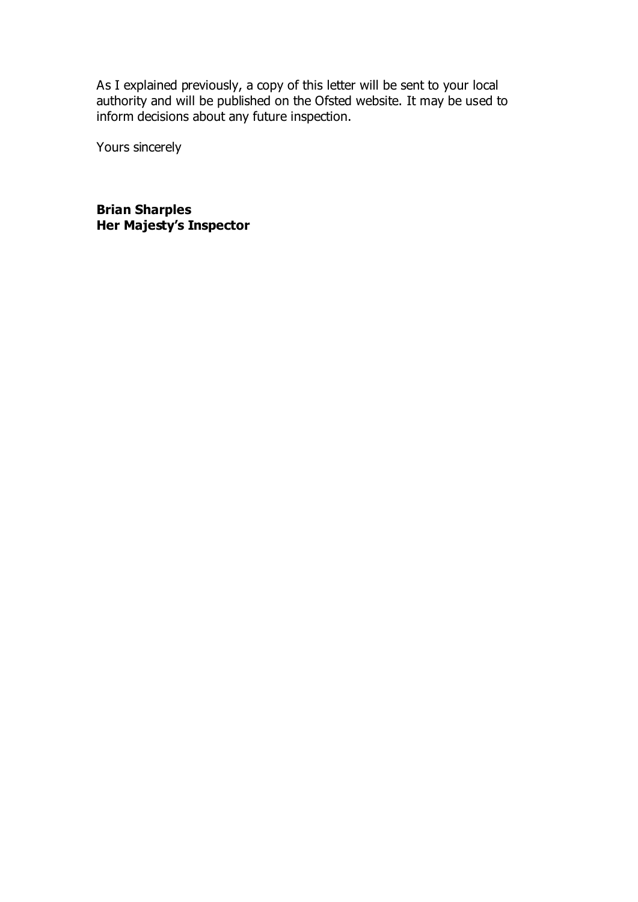As I explained previously, a copy of this letter will be sent to your local authority and will be published on the Ofsted website. It may be used to inform decisions about any future inspection.

Yours sincerely

**Brian Sharples**
**Her Majesty's Inspector**